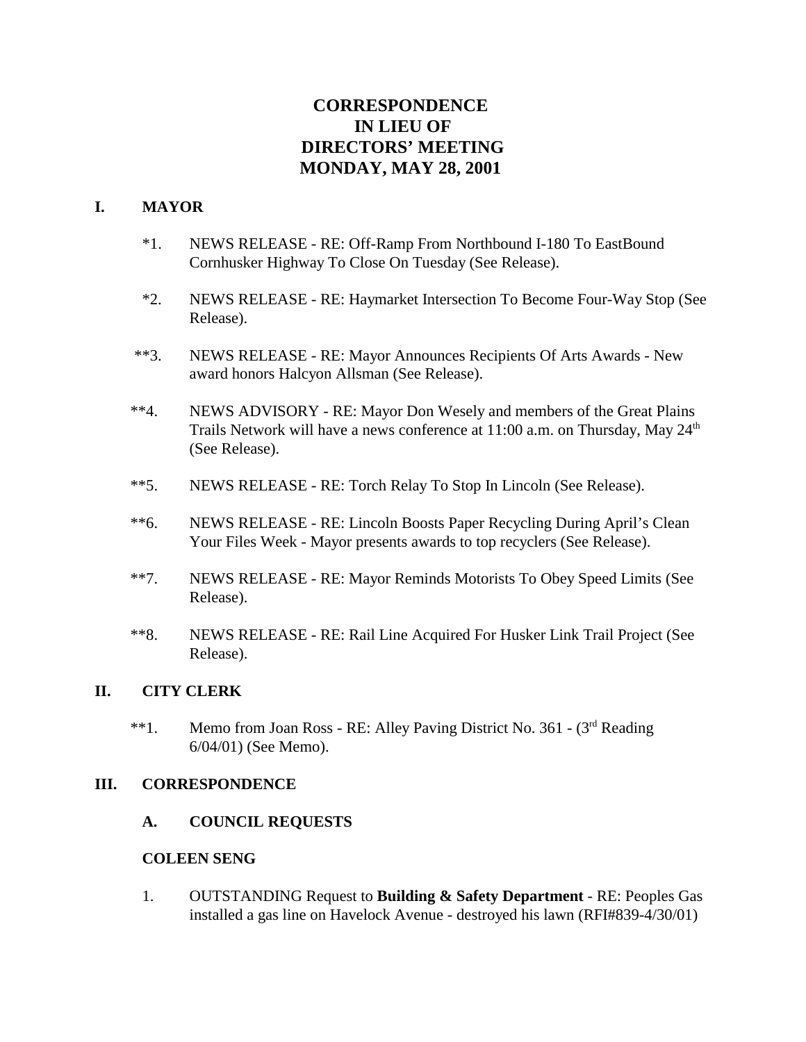# CORRESPONDENCE
# IN LIEU OF
# DIRECTORS' MEETING
# MONDAY, MAY 28, 2001

## I. MAYOR

*1. NEWS RELEASE - RE: Off-Ramp From Northbound I-180 To EastBound Cornhusker Highway To Close On Tuesday (See Release).

*2. NEWS RELEASE - RE: Haymarket Intersection To Become Four-Way Stop (See Release).

**3. NEWS RELEASE - RE: Mayor Announces Recipients Of Arts Awards - New award honors Halcyon Allsman (See Release).

**4. NEWS ADVISORY - RE: Mayor Don Wesely and members of the Great Plains Trails Network will have a news conference at 11:00 a.m. on Thursday, May 24th (See Release).

**5. NEWS RELEASE - RE: Torch Relay To Stop In Lincoln (See Release).

**6. NEWS RELEASE - RE: Lincoln Boosts Paper Recycling During April's Clean Your Files Week - Mayor presents awards to top recyclers (See Release).

**7. NEWS RELEASE - RE: Mayor Reminds Motorists To Obey Speed Limits (See Release).

**8. NEWS RELEASE - RE: Rail Line Acquired For Husker Link Trail Project (See Release).

## II. CITY CLERK

**1. Memo from Joan Ross - RE: Alley Paving District No. 361 - (3rd Reading 6/04/01) (See Memo).

## III. CORRESPONDENCE

### A. COUNCIL REQUESTS

#### COLEEN SENG

1. OUTSTANDING Request to **Building & Safety Department** - RE: Peoples Gas installed a gas line on Havelock Avenue - destroyed his lawn (RFI#839-4/30/01)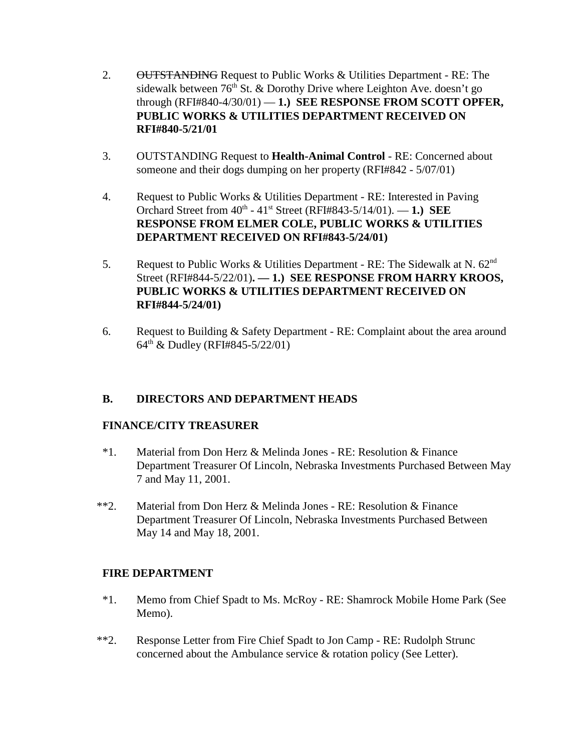2. ~~OUTSTANDING~~ Request to Public Works & Utilities Department - RE: The sidewalk between 76th St. & Dorothy Drive where Leighton Ave. doesn't go through (RFI#840-4/30/01) — **1.) SEE RESPONSE FROM SCOTT OPFER, PUBLIC WORKS & UTILITIES DEPARTMENT RECEIVED ON RFI#840-5/21/01**

3. OUTSTANDING Request to **Health-Animal Control** - RE: Concerned about someone and their dogs dumping on her property (RFI#842 - 5/07/01)

4. Request to Public Works & Utilities Department - RE: Interested in Paving Orchard Street from 40th - 41st Street (RFI#843-5/14/01). — **1.) SEE RESPONSE FROM ELMER COLE, PUBLIC WORKS & UTILITIES DEPARTMENT RECEIVED ON RFI#843-5/24/01)**

5. Request to Public Works & Utilities Department - RE: The Sidewalk at N. 62nd Street (RFI#844-5/22/01)**. — 1.) SEE RESPONSE FROM HARRY KROOS, PUBLIC WORKS & UTILITIES DEPARTMENT RECEIVED ON RFI#844-5/24/01)**

6. Request to Building & Safety Department - RE: Complaint about the area around 64th & Dudley (RFI#845-5/22/01)

## B. DIRECTORS AND DEPARTMENT HEADS

### FINANCE/CITY TREASURER

*1. Material from Don Herz & Melinda Jones - RE: Resolution & Finance Department Treasurer Of Lincoln, Nebraska Investments Purchased Between May 7 and May 11, 2001.

**2. Material from Don Herz & Melinda Jones - RE: Resolution & Finance Department Treasurer Of Lincoln, Nebraska Investments Purchased Between May 14 and May 18, 2001.

### FIRE DEPARTMENT

*1. Memo from Chief Spadt to Ms. McRoy - RE: Shamrock Mobile Home Park (See Memo).

**2. Response Letter from Fire Chief Spadt to Jon Camp - RE: Rudolph Strunc concerned about the Ambulance service & rotation policy (See Letter).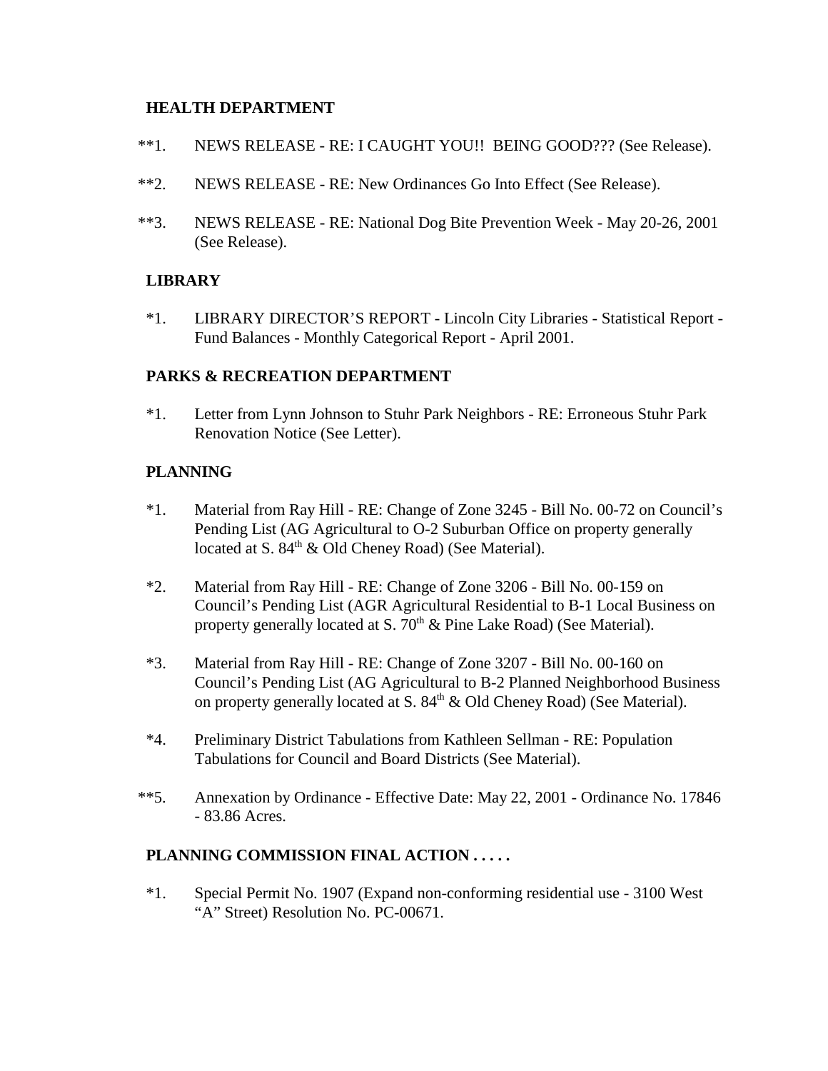**HEALTH DEPARTMENT**

**1. NEWS RELEASE - RE: I CAUGHT YOU!! BEING GOOD??? (See Release).

**2. NEWS RELEASE - RE: New Ordinances Go Into Effect (See Release).

**3. NEWS RELEASE - RE: National Dog Bite Prevention Week - May 20-26, 2001 (See Release).

**LIBRARY**

*1. LIBRARY DIRECTOR'S REPORT - Lincoln City Libraries - Statistical Report - Fund Balances - Monthly Categorical Report - April 2001.

**PARKS & RECREATION DEPARTMENT**

*1. Letter from Lynn Johnson to Stuhr Park Neighbors - RE: Erroneous Stuhr Park Renovation Notice (See Letter).

**PLANNING**

*1. Material from Ray Hill - RE: Change of Zone 3245 - Bill No. 00-72 on Council's Pending List (AG Agricultural to O-2 Suburban Office on property generally located at S. 84th & Old Cheney Road) (See Material).

*2. Material from Ray Hill - RE: Change of Zone 3206 - Bill No. 00-159 on Council's Pending List (AGR Agricultural Residential to B-1 Local Business on property generally located at S. 70th & Pine Lake Road) (See Material).

*3. Material from Ray Hill - RE: Change of Zone 3207 - Bill No. 00-160 on Council's Pending List (AG Agricultural to B-2 Planned Neighborhood Business on property generally located at S. 84th & Old Cheney Road) (See Material).

*4. Preliminary District Tabulations from Kathleen Sellman - RE: Population Tabulations for Council and Board Districts (See Material).

**5. Annexation by Ordinance - Effective Date: May 22, 2001 - Ordinance No. 17846 - 83.86 Acres.

**PLANNING COMMISSION FINAL ACTION . . . . .**

*1. Special Permit No. 1907 (Expand non-conforming residential use - 3100 West "A" Street) Resolution No. PC-00671.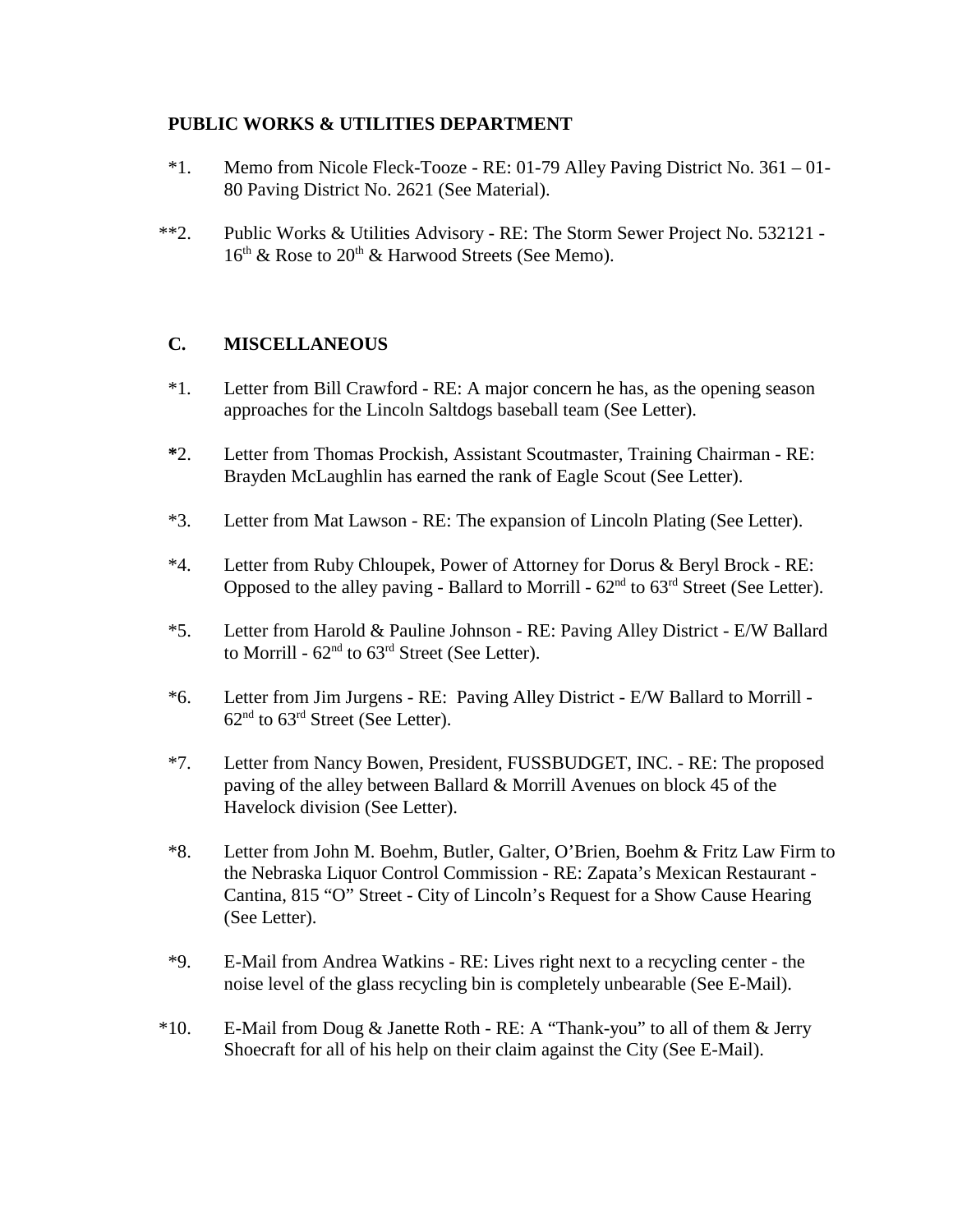**PUBLIC WORKS & UTILITIES DEPARTMENT**

*1. Memo from Nicole Fleck-Tooze - RE: 01-79 Alley Paving District No. 361 – 01-80 Paving District No. 2621 (See Material).

**2. Public Works & Utilities Advisory - RE: The Storm Sewer Project No. 532121 - 16th & Rose to 20th & Harwood Streets (See Memo).

**C. MISCELLANEOUS**

*1. Letter from Bill Crawford - RE: A major concern he has, as the opening season approaches for the Lincoln Saltdogs baseball team (See Letter).

*2. Letter from Thomas Prockish, Assistant Scoutmaster, Training Chairman - RE: Brayden McLaughlin has earned the rank of Eagle Scout (See Letter).

*3. Letter from Mat Lawson - RE: The expansion of Lincoln Plating (See Letter).

*4. Letter from Ruby Chloupek, Power of Attorney for Dorus & Beryl Brock - RE: Opposed to the alley paving - Ballard to Morrill - 62nd to 63rd Street (See Letter).

*5. Letter from Harold & Pauline Johnson - RE: Paving Alley District - E/W Ballard to Morrill - 62nd to 63rd Street (See Letter).

*6. Letter from Jim Jurgens - RE: Paving Alley District - E/W Ballard to Morrill - 62nd to 63rd Street (See Letter).

*7. Letter from Nancy Bowen, President, FUSSBUDGET, INC. - RE: The proposed paving of the alley between Ballard & Morrill Avenues on block 45 of the Havelock division (See Letter).

*8. Letter from John M. Boehm, Butler, Galter, O'Brien, Boehm & Fritz Law Firm to the Nebraska Liquor Control Commission - RE: Zapata's Mexican Restaurant - Cantina, 815 "O" Street - City of Lincoln's Request for a Show Cause Hearing (See Letter).

*9. E-Mail from Andrea Watkins - RE: Lives right next to a recycling center - the noise level of the glass recycling bin is completely unbearable (See E-Mail).

*10. E-Mail from Doug & Janette Roth - RE: A "Thank-you" to all of them & Jerry Shoecraft for all of his help on their claim against the City (See E-Mail).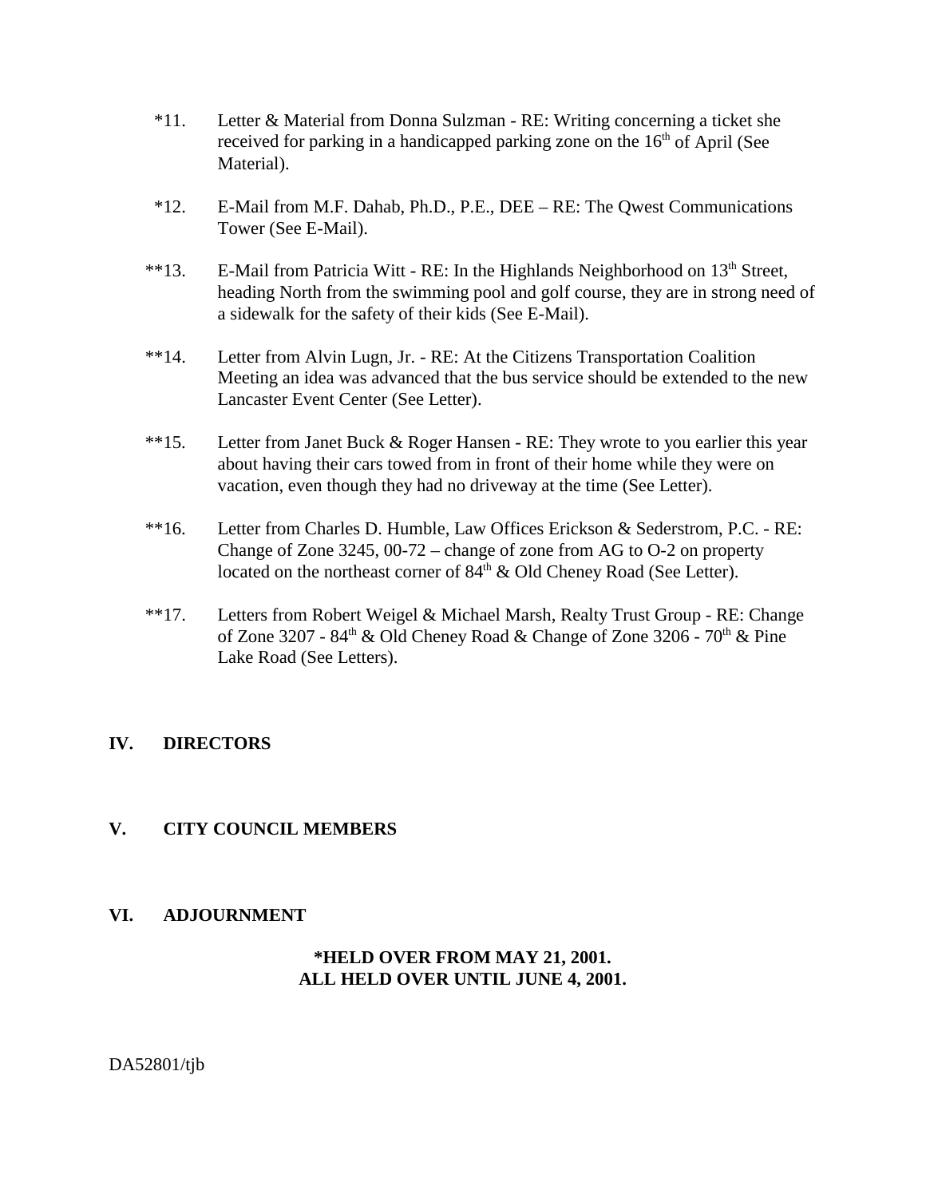*11. Letter & Material from Donna Sulzman - RE: Writing concerning a ticket she received for parking in a handicapped parking zone on the 16th of April (See Material).

*12. E-Mail from M.F. Dahab, Ph.D., P.E., DEE – RE: The Qwest Communications Tower (See E-Mail).

**13. E-Mail from Patricia Witt - RE: In the Highlands Neighborhood on 13th Street, heading North from the swimming pool and golf course, they are in strong need of a sidewalk for the safety of their kids (See E-Mail).

**14. Letter from Alvin Lugn, Jr. - RE: At the Citizens Transportation Coalition Meeting an idea was advanced that the bus service should be extended to the new Lancaster Event Center (See Letter).

**15. Letter from Janet Buck & Roger Hansen - RE: They wrote to you earlier this year about having their cars towed from in front of their home while they were on vacation, even though they had no driveway at the time (See Letter).

**16. Letter from Charles D. Humble, Law Offices Erickson & Sederstrom, P.C. - RE: Change of Zone 3245, 00-72 – change of zone from AG to O-2 on property located on the northeast corner of 84th & Old Cheney Road (See Letter).

**17. Letters from Robert Weigel & Michael Marsh, Realty Trust Group - RE: Change of Zone 3207 - 84th & Old Cheney Road & Change of Zone 3206 - 70th & Pine Lake Road (See Letters).

## IV. DIRECTORS

## V. CITY COUNCIL MEMBERS

## VI. ADJOURNMENT

**\*HELD OVER FROM MAY 21, 2001.**
**ALL HELD OVER UNTIL JUNE 4, 2001.**

DA52801/tjb